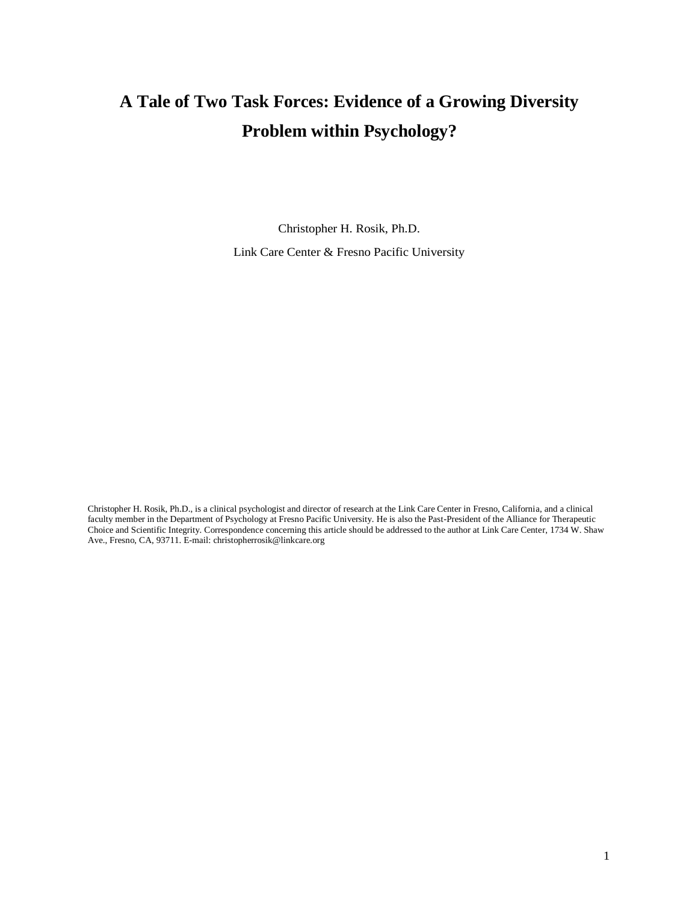# A Tale of Two Task Forces: Evidence of a Growing Diversity Problem within Psychology?

Christopher H. Rosik, Ph.D.

Link Care Center & Fresno Pacific University

Christopher H. Rosik, Ph.D., is a clinical psychologist and director of research at the Link Care Center in Fresno, California, and a clinical faculty member in the Department of Psychology at Fresno Pacific University. He is also the Past-President of the Alliance for Therapeutic Choice and Scientific Integrity. Correspondence concerning this article should be addressed to the author at Link Care Center, 1734 W. Shaw Ave., Fresno, CA, 93711. E-mail: christopherrosik@linkcare.org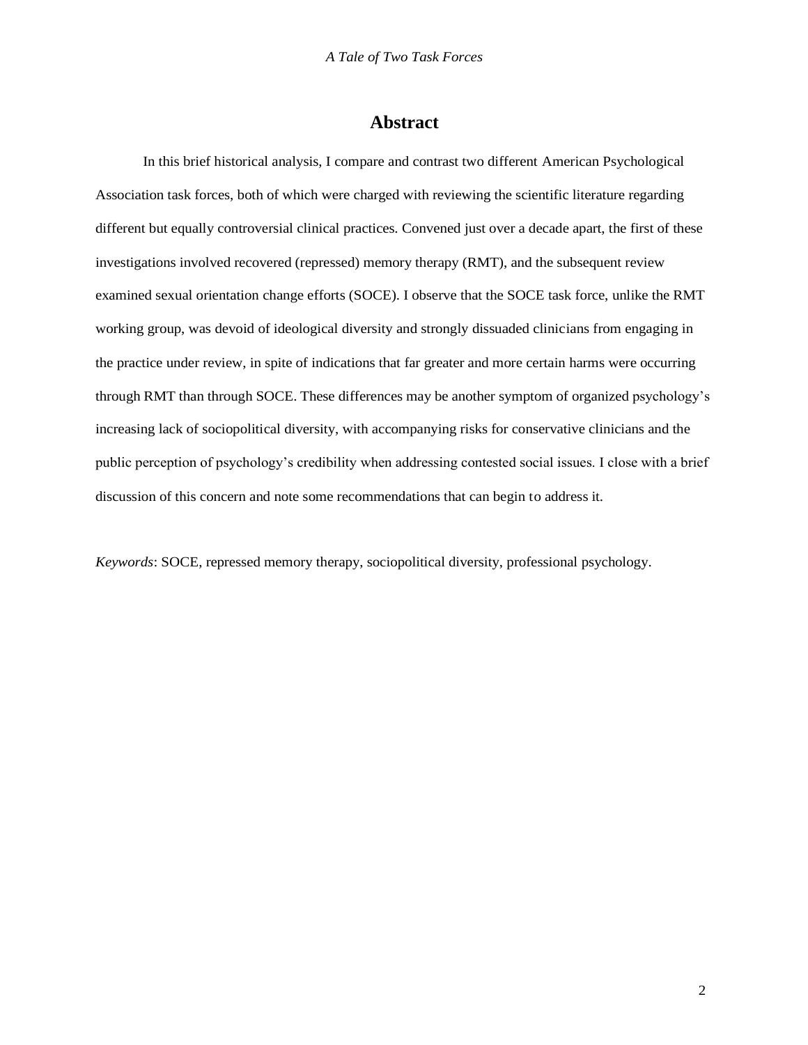# Abstract

In this brief historical analysis, I compare and contrast two different American Psychological Association task forces, both of which were charged with reviewing the scientific literature regarding different but equally controversial clinical practices. Convened just over a decade apart, the first of these investigations involved recovered (repressed) memory therapy (RMT), and the subsequent review examined sexual orientation change efforts (SOCE). I observe that the SOCE task force, unlike the RMT working group, was devoid of ideological diversity and strongly dissuaded clinicians from engaging in the practice under review, in spite of indications that far greater and more certain harms were occurring through RMT than through SOCE. These differences may be another symptom of organized psychology's increasing lack of sociopolitical diversity, with accompanying risks for conservative clinicians and the public perception of psychology's credibility when addressing contested social issues. I close with a brief discussion of this concern and note some recommendations that can begin to address it.

*Keywords*: SOCE, repressed memory therapy, sociopolitical diversity, professional psychology.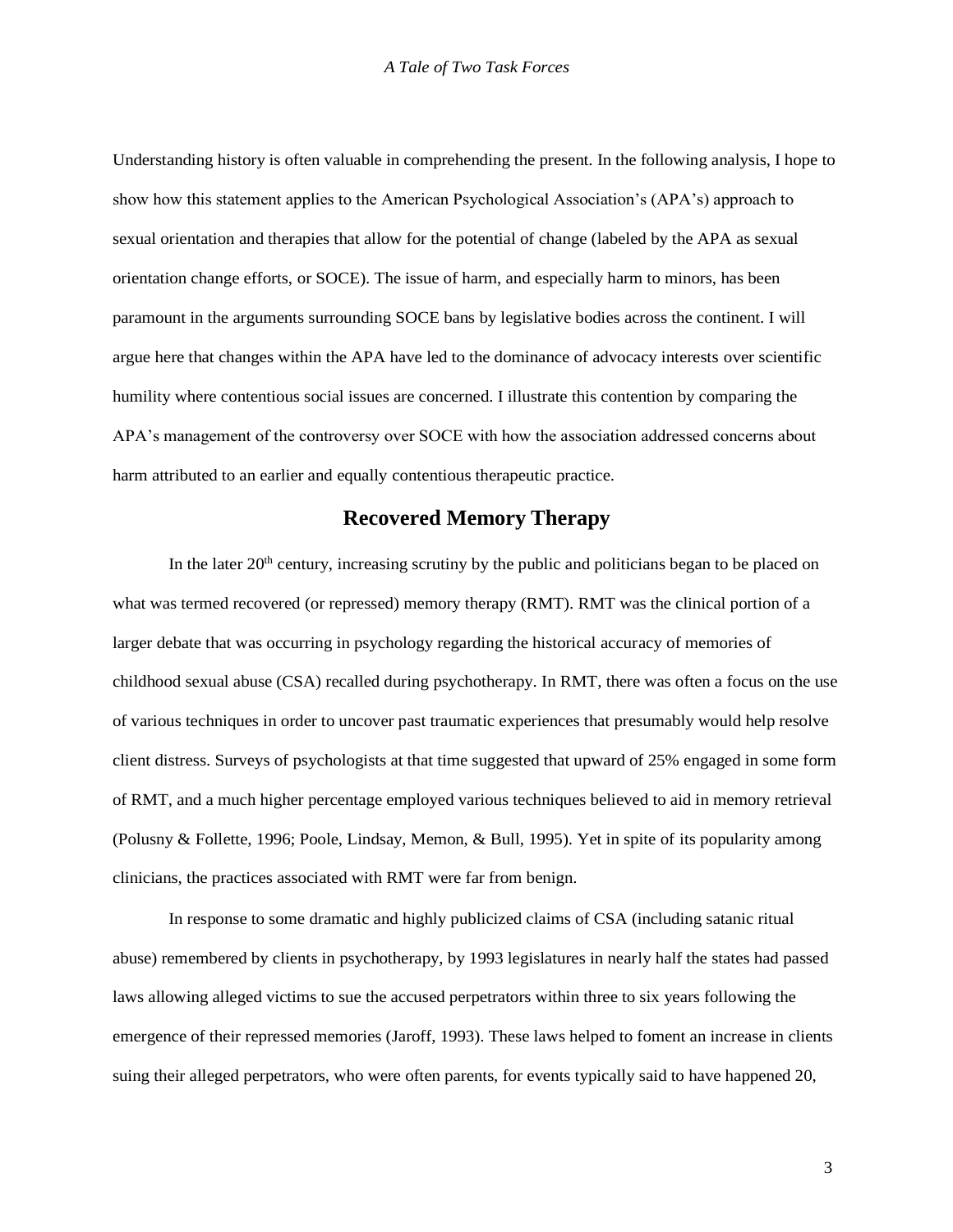Understanding history is often valuable in comprehending the present. In the following analysis, I hope to show how this statement applies to the American Psychological Association's (APA's) approach to sexual orientation and therapies that allow for the potential of change (labeled by the APA as sexual orientation change efforts, or SOCE). The issue of harm, and especially harm to minors, has been paramount in the arguments surrounding SOCE bans by legislative bodies across the continent. I will argue here that changes within the APA have led to the dominance of advocacy interests over scientific humility where contentious social issues are concerned. I illustrate this contention by comparing the APA's management of the controversy over SOCE with how the association addressed concerns about harm attributed to an earlier and equally contentious therapeutic practice.

## Recovered Memory Therapy

In the later 20th century, increasing scrutiny by the public and politicians began to be placed on what was termed recovered (or repressed) memory therapy (RMT). RMT was the clinical portion of a larger debate that was occurring in psychology regarding the historical accuracy of memories of childhood sexual abuse (CSA) recalled during psychotherapy. In RMT, there was often a focus on the use of various techniques in order to uncover past traumatic experiences that presumably would help resolve client distress. Surveys of psychologists at that time suggested that upward of 25% engaged in some form of RMT, and a much higher percentage employed various techniques believed to aid in memory retrieval (Polusny & Follette, 1996; Poole, Lindsay, Memon, & Bull, 1995). Yet in spite of its popularity among clinicians, the practices associated with RMT were far from benign.

In response to some dramatic and highly publicized claims of CSA (including satanic ritual abuse) remembered by clients in psychotherapy, by 1993 legislatures in nearly half the states had passed laws allowing alleged victims to sue the accused perpetrators within three to six years following the emergence of their repressed memories (Jaroff, 1993). These laws helped to foment an increase in clients suing their alleged perpetrators, who were often parents, for events typically said to have happened 20,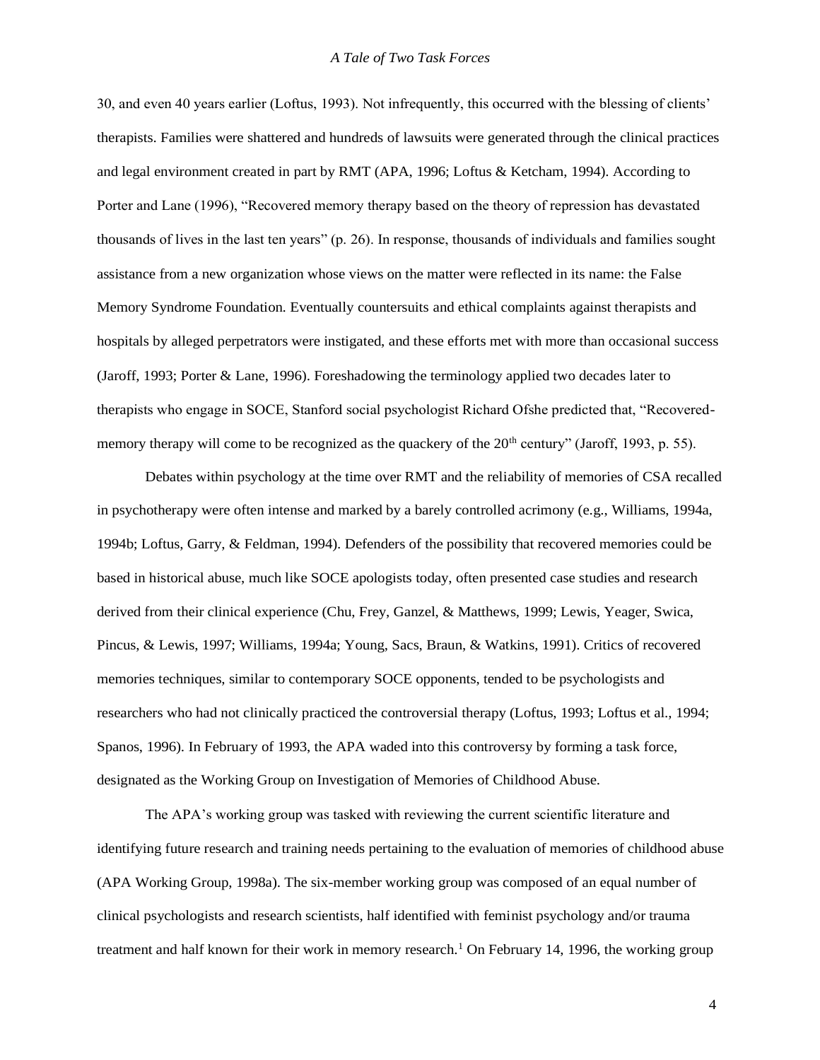30, and even 40 years earlier (Loftus, 1993). Not infrequently, this occurred with the blessing of clients' therapists. Families were shattered and hundreds of lawsuits were generated through the clinical practices and legal environment created in part by RMT (APA, 1996; Loftus & Ketcham, 1994). According to Porter and Lane (1996), "Recovered memory therapy based on the theory of repression has devastated thousands of lives in the last ten years" (p. 26). In response, thousands of individuals and families sought assistance from a new organization whose views on the matter were reflected in its name: the False Memory Syndrome Foundation. Eventually countersuits and ethical complaints against therapists and hospitals by alleged perpetrators were instigated, and these efforts met with more than occasional success (Jaroff, 1993; Porter & Lane, 1996). Foreshadowing the terminology applied two decades later to therapists who engage in SOCE, Stanford social psychologist Richard Ofshe predicted that, "Recovered-memory therapy will come to be recognized as the quackery of the 20th century" (Jaroff, 1993, p. 55).

Debates within psychology at the time over RMT and the reliability of memories of CSA recalled in psychotherapy were often intense and marked by a barely controlled acrimony (e.g., Williams, 1994a, 1994b; Loftus, Garry, & Feldman, 1994). Defenders of the possibility that recovered memories could be based in historical abuse, much like SOCE apologists today, often presented case studies and research derived from their clinical experience (Chu, Frey, Ganzel, & Matthews, 1999; Lewis, Yeager, Swica, Pincus, & Lewis, 1997; Williams, 1994a; Young, Sacs, Braun, & Watkins, 1991). Critics of recovered memories techniques, similar to contemporary SOCE opponents, tended to be psychologists and researchers who had not clinically practiced the controversial therapy (Loftus, 1993; Loftus et al., 1994; Spanos, 1996). In February of 1993, the APA waded into this controversy by forming a task force, designated as the Working Group on Investigation of Memories of Childhood Abuse.

The APA's working group was tasked with reviewing the current scientific literature and identifying future research and training needs pertaining to the evaluation of memories of childhood abuse (APA Working Group, 1998a). The six-member working group was composed of an equal number of clinical psychologists and research scientists, half identified with feminist psychology and/or trauma treatment and half known for their work in memory research.[1] On February 14, 1996, the working group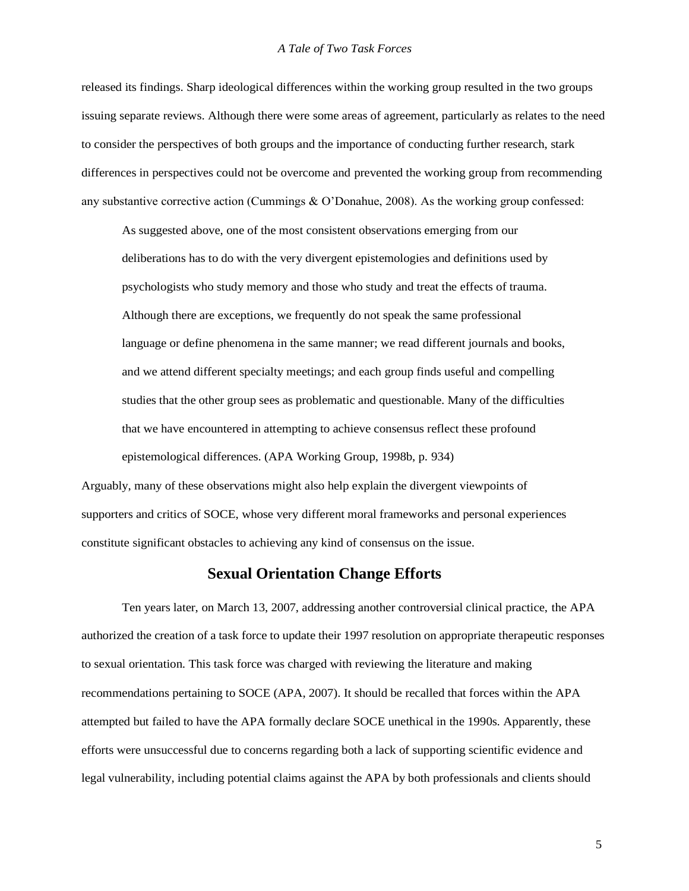released its findings. Sharp ideological differences within the working group resulted in the two groups issuing separate reviews. Although there were some areas of agreement, particularly as relates to the need to consider the perspectives of both groups and the importance of conducting further research, stark differences in perspectives could not be overcome and prevented the working group from recommending any substantive corrective action (Cummings & O'Donahue, 2008). As the working group confessed:

> As suggested above, one of the most consistent observations emerging from our deliberations has to do with the very divergent epistemologies and definitions used by psychologists who study memory and those who study and treat the effects of trauma. Although there are exceptions, we frequently do not speak the same professional language or define phenomena in the same manner; we read different journals and books, and we attend different specialty meetings; and each group finds useful and compelling studies that the other group sees as problematic and questionable. Many of the difficulties that we have encountered in attempting to achieve consensus reflect these profound epistemological differences. (APA Working Group, 1998b, p. 934)

Arguably, many of these observations might also help explain the divergent viewpoints of supporters and critics of SOCE, whose very different moral frameworks and personal experiences constitute significant obstacles to achieving any kind of consensus on the issue.

## Sexual Orientation Change Efforts

Ten years later, on March 13, 2007, addressing another controversial clinical practice, the APA authorized the creation of a task force to update their 1997 resolution on appropriate therapeutic responses to sexual orientation. This task force was charged with reviewing the literature and making recommendations pertaining to SOCE (APA, 2007). It should be recalled that forces within the APA attempted but failed to have the APA formally declare SOCE unethical in the 1990s. Apparently, these efforts were unsuccessful due to concerns regarding both a lack of supporting scientific evidence and legal vulnerability, including potential claims against the APA by both professionals and clients should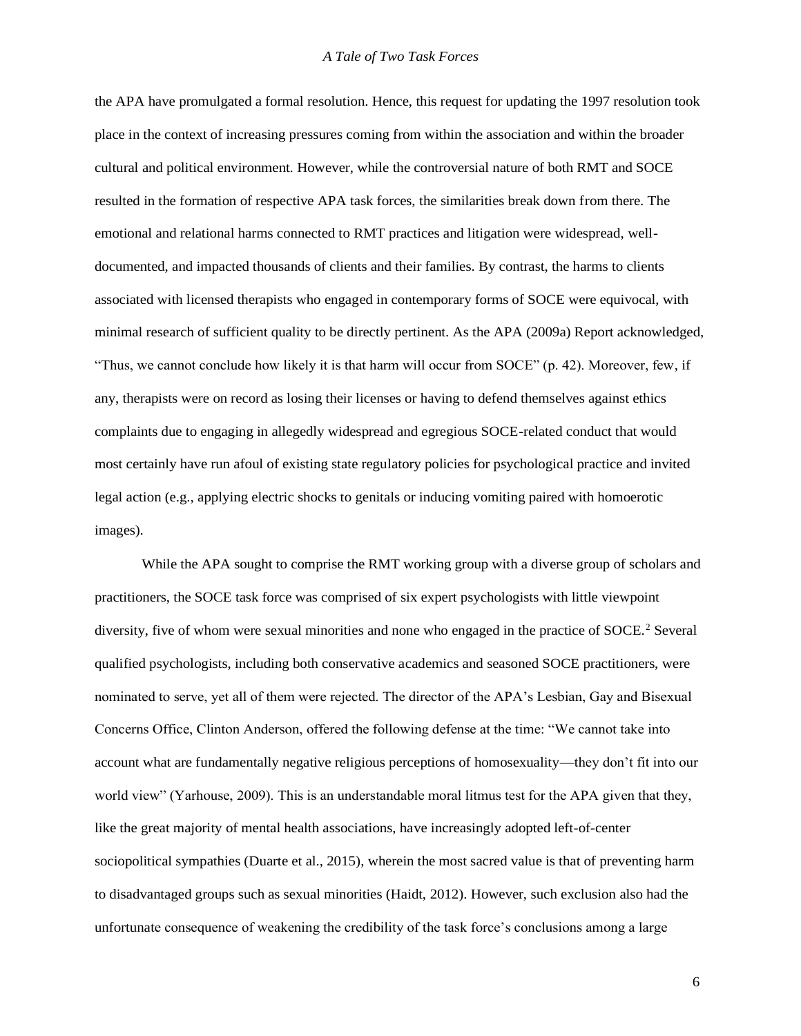the APA have promulgated a formal resolution. Hence, this request for updating the 1997 resolution took place in the context of increasing pressures coming from within the association and within the broader cultural and political environment. However, while the controversial nature of both RMT and SOCE resulted in the formation of respective APA task forces, the similarities break down from there. The emotional and relational harms connected to RMT practices and litigation were widespread, well-documented, and impacted thousands of clients and their families. By contrast, the harms to clients associated with licensed therapists who engaged in contemporary forms of SOCE were equivocal, with minimal research of sufficient quality to be directly pertinent. As the APA (2009a) Report acknowledged, "Thus, we cannot conclude how likely it is that harm will occur from SOCE" (p. 42). Moreover, few, if any, therapists were on record as losing their licenses or having to defend themselves against ethics complaints due to engaging in allegedly widespread and egregious SOCE-related conduct that would most certainly have run afoul of existing state regulatory policies for psychological practice and invited legal action (e.g., applying electric shocks to genitals or inducing vomiting paired with homoerotic images).

While the APA sought to comprise the RMT working group with a diverse group of scholars and practitioners, the SOCE task force was comprised of six expert psychologists with little viewpoint diversity, five of whom were sexual minorities and none who engaged in the practice of SOCE.[2] Several qualified psychologists, including both conservative academics and seasoned SOCE practitioners, were nominated to serve, yet all of them were rejected. The director of the APA's Lesbian, Gay and Bisexual Concerns Office, Clinton Anderson, offered the following defense at the time: "We cannot take into account what are fundamentally negative religious perceptions of homosexuality—they don't fit into our world view" (Yarhouse, 2009). This is an understandable moral litmus test for the APA given that they, like the great majority of mental health associations, have increasingly adopted left-of-center sociopolitical sympathies (Duarte et al., 2015), wherein the most sacred value is that of preventing harm to disadvantaged groups such as sexual minorities (Haidt, 2012). However, such exclusion also had the unfortunate consequence of weakening the credibility of the task force's conclusions among a large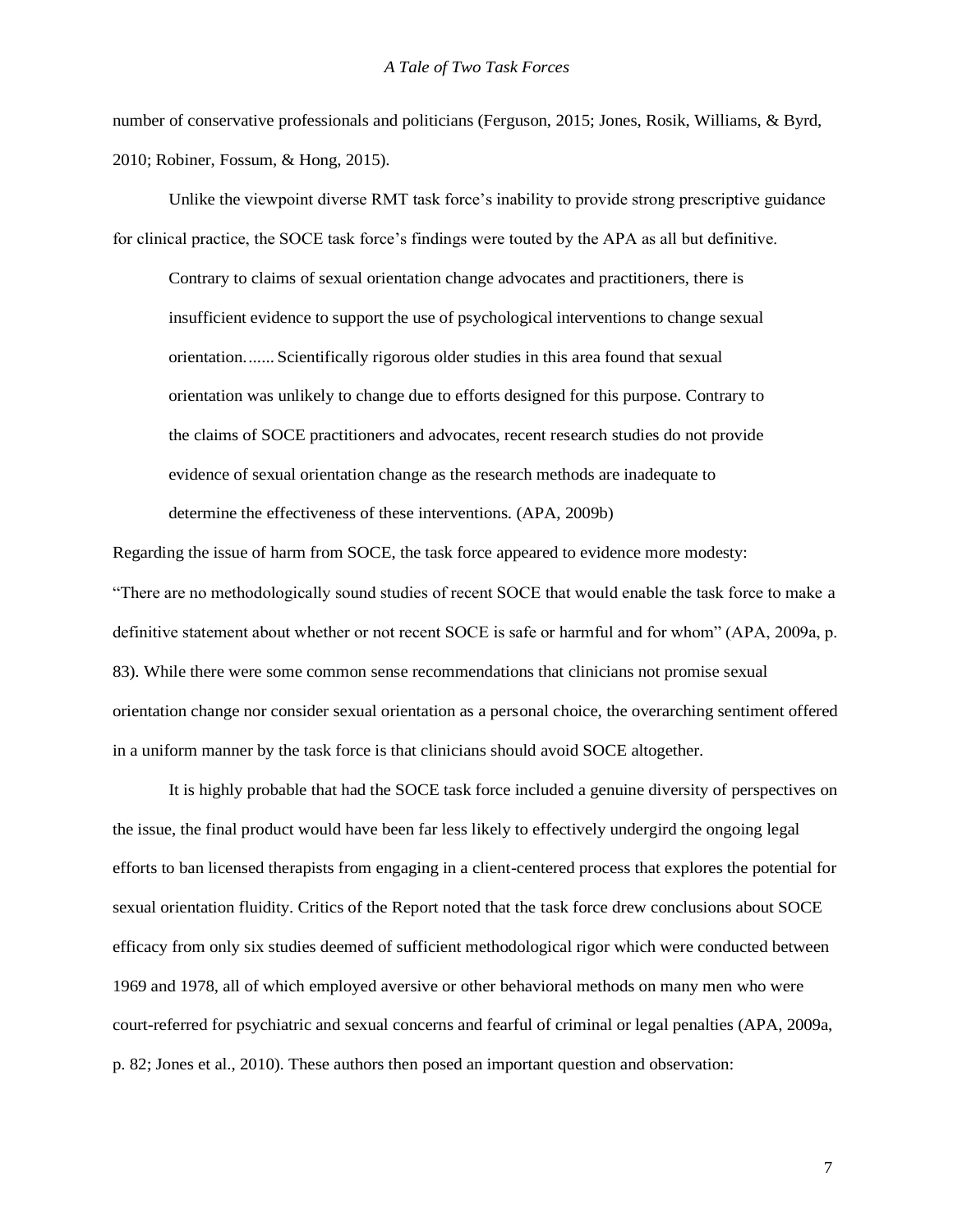number of conservative professionals and politicians (Ferguson, 2015; Jones, Rosik, Williams, & Byrd, 2010; Robiner, Fossum, & Hong, 2015).

Unlike the viewpoint diverse RMT task force's inability to provide strong prescriptive guidance for clinical practice, the SOCE task force's findings were touted by the APA as all but definitive.

> Contrary to claims of sexual orientation change advocates and practitioners, there is insufficient evidence to support the use of psychological interventions to change sexual orientation....... Scientifically rigorous older studies in this area found that sexual orientation was unlikely to change due to efforts designed for this purpose. Contrary to the claims of SOCE practitioners and advocates, recent research studies do not provide evidence of sexual orientation change as the research methods are inadequate to determine the effectiveness of these interventions. (APA, 2009b)

Regarding the issue of harm from SOCE, the task force appeared to evidence more modesty: "There are no methodologically sound studies of recent SOCE that would enable the task force to make a definitive statement about whether or not recent SOCE is safe or harmful and for whom" (APA, 2009a, p. 83). While there were some common sense recommendations that clinicians not promise sexual orientation change nor consider sexual orientation as a personal choice, the overarching sentiment offered in a uniform manner by the task force is that clinicians should avoid SOCE altogether.

It is highly probable that had the SOCE task force included a genuine diversity of perspectives on the issue, the final product would have been far less likely to effectively undergird the ongoing legal efforts to ban licensed therapists from engaging in a client-centered process that explores the potential for sexual orientation fluidity. Critics of the Report noted that the task force drew conclusions about SOCE efficacy from only six studies deemed of sufficient methodological rigor which were conducted between 1969 and 1978, all of which employed aversive or other behavioral methods on many men who were court-referred for psychiatric and sexual concerns and fearful of criminal or legal penalties (APA, 2009a, p. 82; Jones et al., 2010). These authors then posed an important question and observation: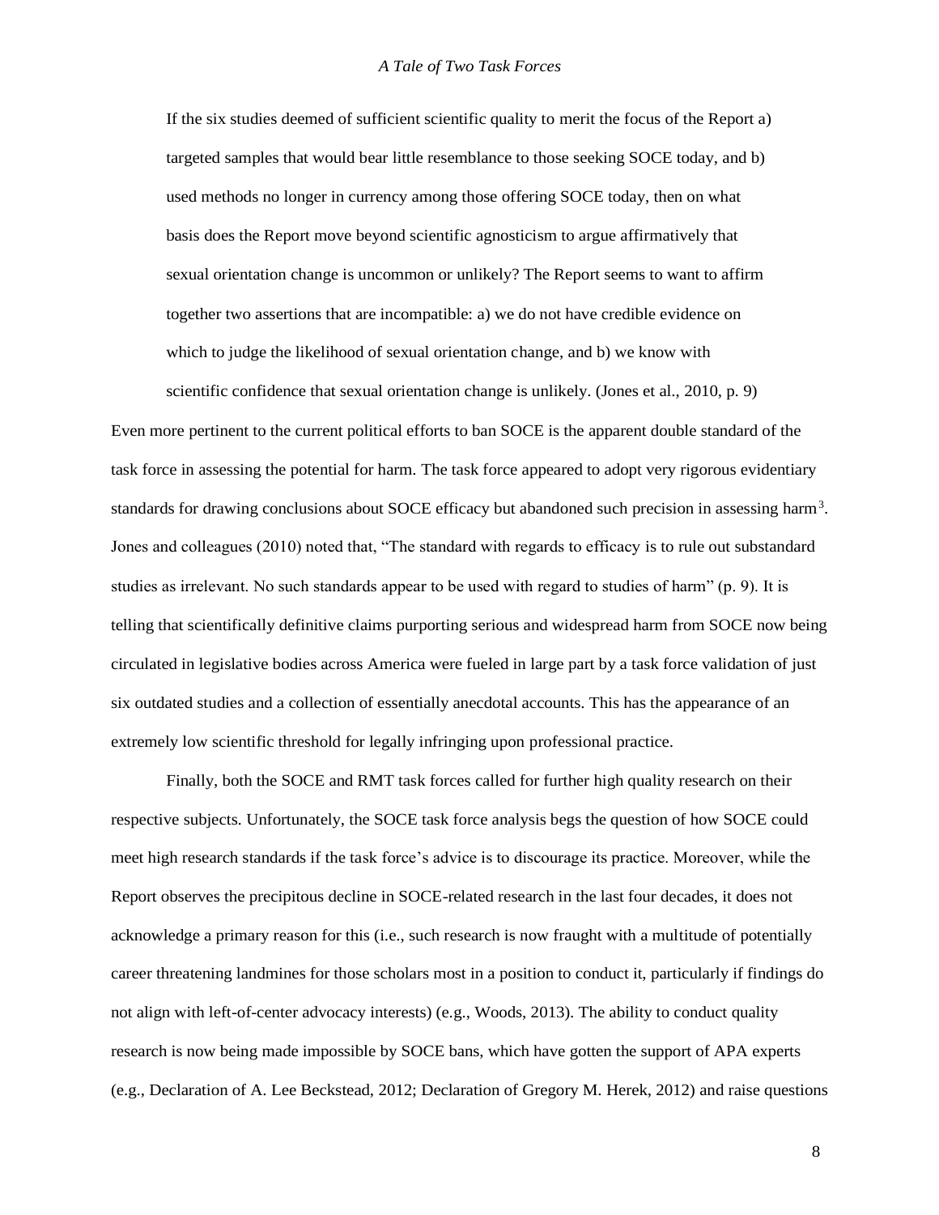> If the six studies deemed of sufficient scientific quality to merit the focus of the Report a) targeted samples that would bear little resemblance to those seeking SOCE today, and b) used methods no longer in currency among those offering SOCE today, then on what basis does the Report move beyond scientific agnosticism to argue affirmatively that sexual orientation change is uncommon or unlikely? The Report seems to want to affirm together two assertions that are incompatible: a) we do not have credible evidence on which to judge the likelihood of sexual orientation change, and b) we know with scientific confidence that sexual orientation change is unlikely. (Jones et al., 2010, p. 9)

Even more pertinent to the current political efforts to ban SOCE is the apparent double standard of the task force in assessing the potential for harm. The task force appeared to adopt very rigorous evidentiary standards for drawing conclusions about SOCE efficacy but abandoned such precision in assessing harm[3]. Jones and colleagues (2010) noted that, "The standard with regards to efficacy is to rule out substandard studies as irrelevant. No such standards appear to be used with regard to studies of harm" (p. 9). It is telling that scientifically definitive claims purporting serious and widespread harm from SOCE now being circulated in legislative bodies across America were fueled in large part by a task force validation of just six outdated studies and a collection of essentially anecdotal accounts. This has the appearance of an extremely low scientific threshold for legally infringing upon professional practice.

Finally, both the SOCE and RMT task forces called for further high quality research on their respective subjects. Unfortunately, the SOCE task force analysis begs the question of how SOCE could meet high research standards if the task force's advice is to discourage its practice. Moreover, while the Report observes the precipitous decline in SOCE-related research in the last four decades, it does not acknowledge a primary reason for this (i.e., such research is now fraught with a multitude of potentially career threatening landmines for those scholars most in a position to conduct it, particularly if findings do not align with left-of-center advocacy interests) (e.g., Woods, 2013). The ability to conduct quality research is now being made impossible by SOCE bans, which have gotten the support of APA experts (e.g., Declaration of A. Lee Beckstead, 2012; Declaration of Gregory M. Herek, 2012) and raise questions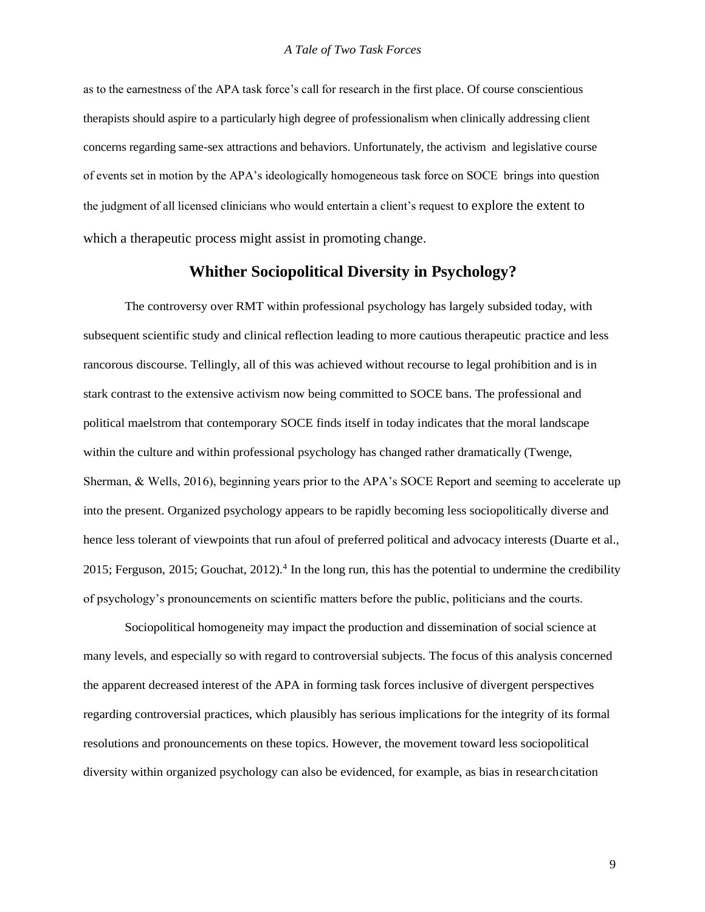as to the earnestness of the APA task force's call for research in the first place. Of course conscientious therapists should aspire to a particularly high degree of professionalism when clinically addressing client concerns regarding same-sex attractions and behaviors. Unfortunately, the activism and legislative course of events set in motion by the APA's ideologically homogeneous task force on SOCE brings into question the judgment of all licensed clinicians who would entertain a client's request to explore the extent to which a therapeutic process might assist in promoting change.

## Whither Sociopolitical Diversity in Psychology?

The controversy over RMT within professional psychology has largely subsided today, with subsequent scientific study and clinical reflection leading to more cautious therapeutic practice and less rancorous discourse. Tellingly, all of this was achieved without recourse to legal prohibition and is in stark contrast to the extensive activism now being committed to SOCE bans. The professional and political maelstrom that contemporary SOCE finds itself in today indicates that the moral landscape within the culture and within professional psychology has changed rather dramatically (Twenge, Sherman, & Wells, 2016), beginning years prior to the APA's SOCE Report and seeming to accelerate up into the present. Organized psychology appears to be rapidly becoming less sociopolitically diverse and hence less tolerant of viewpoints that run afoul of preferred political and advocacy interests (Duarte et al., 2015; Ferguson, 2015; Gouchat, 2012).[4] In the long run, this has the potential to undermine the credibility of psychology's pronouncements on scientific matters before the public, politicians and the courts.

Sociopolitical homogeneity may impact the production and dissemination of social science at many levels, and especially so with regard to controversial subjects. The focus of this analysis concerned the apparent decreased interest of the APA in forming task forces inclusive of divergent perspectives regarding controversial practices, which plausibly has serious implications for the integrity of its formal resolutions and pronouncements on these topics. However, the movement toward less sociopolitical diversity within organized psychology can also be evidenced, for example, as bias in research citation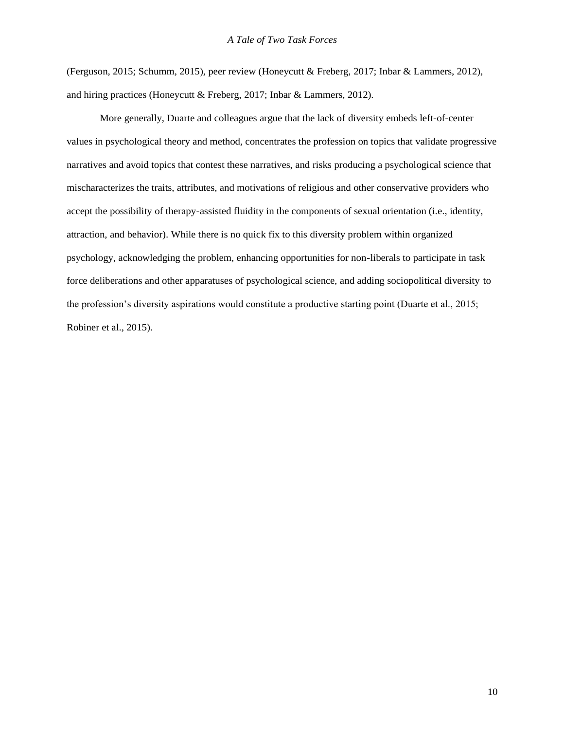(Ferguson, 2015; Schumm, 2015), peer review (Honeycutt & Freberg, 2017; Inbar & Lammers, 2012), and hiring practices (Honeycutt & Freberg, 2017; Inbar & Lammers, 2012).

More generally, Duarte and colleagues argue that the lack of diversity embeds left-of-center values in psychological theory and method, concentrates the profession on topics that validate progressive narratives and avoid topics that contest these narratives, and risks producing a psychological science that mischaracterizes the traits, attributes, and motivations of religious and other conservative providers who accept the possibility of therapy-assisted fluidity in the components of sexual orientation (i.e., identity, attraction, and behavior). While there is no quick fix to this diversity problem within organized psychology, acknowledging the problem, enhancing opportunities for non-liberals to participate in task force deliberations and other apparatuses of psychological science, and adding sociopolitical diversity to the profession's diversity aspirations would constitute a productive starting point (Duarte et al., 2015; Robiner et al., 2015).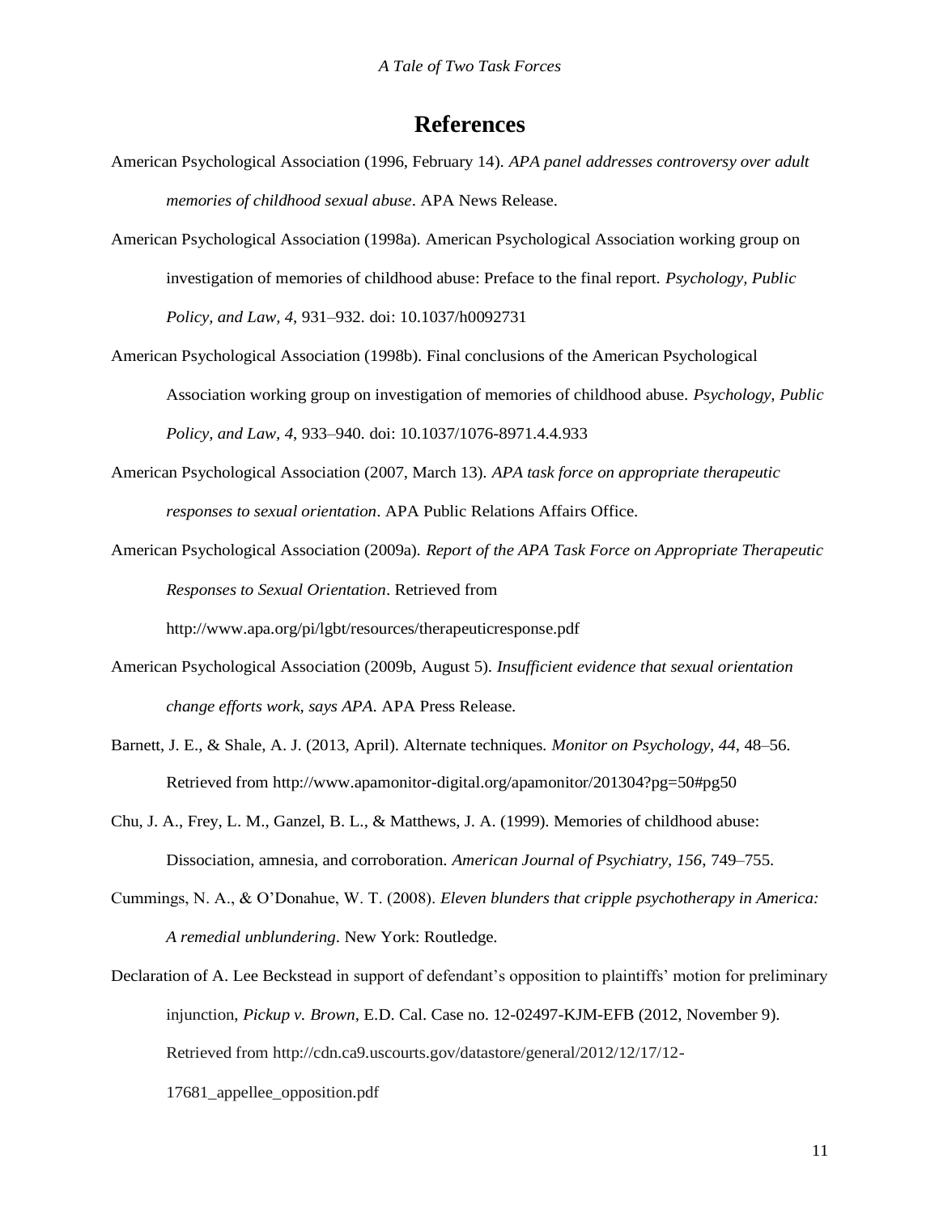# References

American Psychological Association (1996, February 14). *APA panel addresses controversy over adult memories of childhood sexual abuse*. APA News Release.

American Psychological Association (1998a). American Psychological Association working group on investigation of memories of childhood abuse: Preface to the final report. *Psychology, Public Policy, and Law, 4*, 931–932. doi: 10.1037/h0092731

American Psychological Association (1998b). Final conclusions of the American Psychological Association working group on investigation of memories of childhood abuse. *Psychology, Public Policy, and Law, 4*, 933–940. doi: 10.1037/1076-8971.4.4.933

American Psychological Association (2007, March 13). *APA task force on appropriate therapeutic responses to sexual orientation*. APA Public Relations Affairs Office.

American Psychological Association (2009a). *Report of the APA Task Force on Appropriate Therapeutic Responses to Sexual Orientation*. Retrieved from http://www.apa.org/pi/lgbt/resources/therapeuticresponse.pdf

American Psychological Association (2009b, August 5). *Insufficient evidence that sexual orientation change efforts work, says APA*. APA Press Release.

Barnett, J. E., & Shale, A. J. (2013, April). Alternate techniques. *Monitor on Psychology, 44*, 48–56. Retrieved from http://www.apamonitor-digital.org/apamonitor/201304?pg=50#pg50

Chu, J. A., Frey, L. M., Ganzel, B. L., & Matthews, J. A. (1999). Memories of childhood abuse: Dissociation, amnesia, and corroboration. *American Journal of Psychiatry, 156*, 749–755.

Cummings, N. A., & O'Donahue, W. T. (2008). *Eleven blunders that cripple psychotherapy in America: A remedial unblundering*. New York: Routledge.

Declaration of A. Lee Beckstead in support of defendant's opposition to plaintiffs' motion for preliminary injunction, *Pickup v. Brown*, E.D. Cal. Case no. 12-02497-KJM-EFB (2012, November 9). Retrieved from http://cdn.ca9.uscourts.gov/datastore/general/2012/12/17/12-17681_appellee_opposition.pdf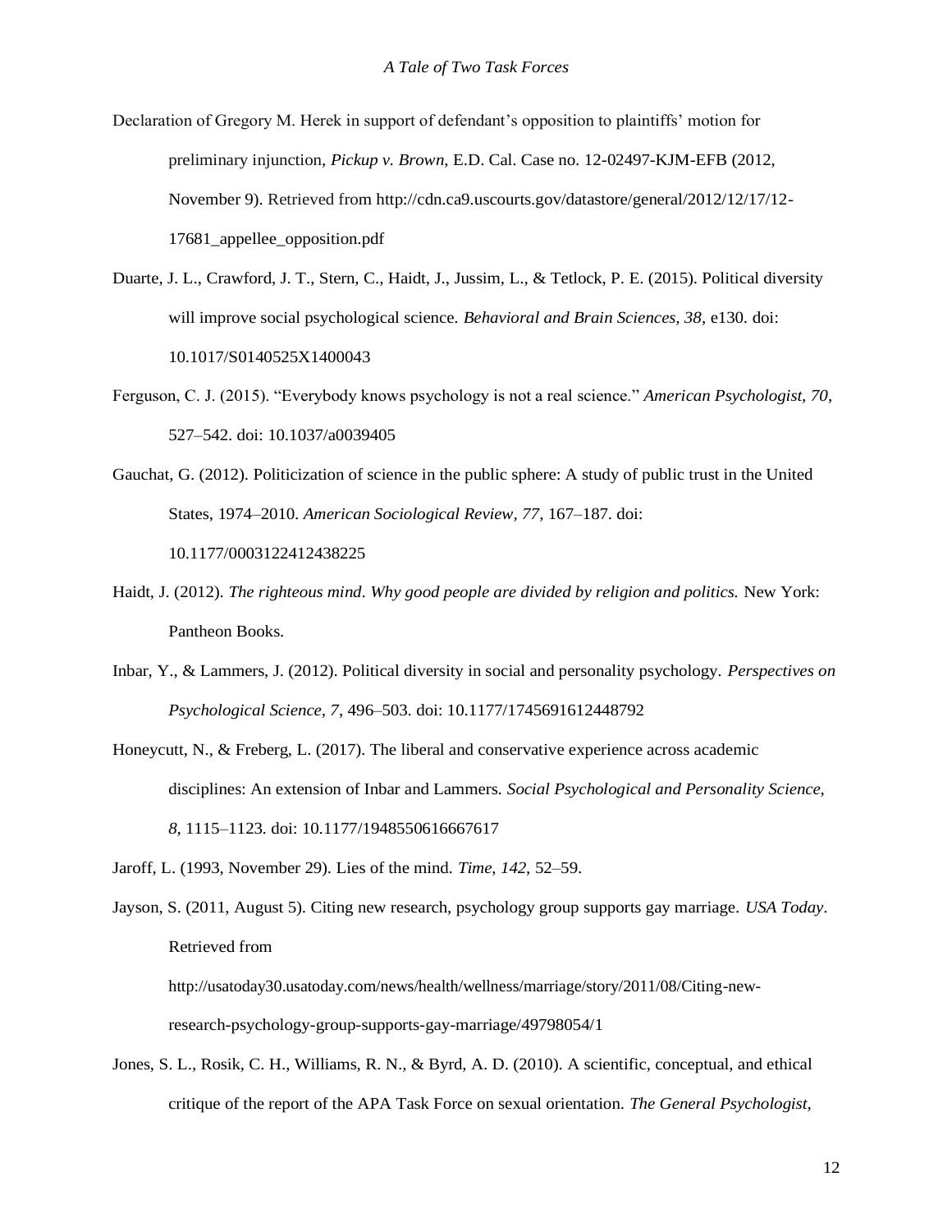Declaration of Gregory M. Herek in support of defendant's opposition to plaintiffs' motion for preliminary injunction, *Pickup v. Brown*, E.D. Cal. Case no. 12-02497-KJM-EFB (2012, November 9). Retrieved from http://cdn.ca9.uscourts.gov/datastore/general/2012/12/17/12-17681_appellee_opposition.pdf

Duarte, J. L., Crawford, J. T., Stern, C., Haidt, J., Jussim, L., & Tetlock, P. E. (2015). Political diversity will improve social psychological science. *Behavioral and Brain Sciences, 38*, e130. doi: 10.1017/S0140525X1400043

Ferguson, C. J. (2015). "Everybody knows psychology is not a real science." *American Psychologist, 70*, 527–542. doi: 10.1037/a0039405

Gauchat, G. (2012). Politicization of science in the public sphere: A study of public trust in the United States, 1974–2010. *American Sociological Review, 77*, 167–187. doi: 10.1177/0003122412438225

Haidt, J. (2012). *The righteous mind. Why good people are divided by religion and politics.* New York: Pantheon Books.

Inbar, Y., & Lammers, J. (2012). Political diversity in social and personality psychology. *Perspectives on Psychological Science*, *7*, 496–503. doi: 10.1177/1745691612448792

Honeycutt, N., & Freberg, L. (2017). The liberal and conservative experience across academic disciplines: An extension of Inbar and Lammers. *Social Psychological and Personality Science, 8*, 1115–1123. doi: 10.1177/1948550616667617

Jaroff, L. (1993, November 29). Lies of the mind. *Time, 142*, 52–59.

Jayson, S. (2011, August 5). Citing new research, psychology group supports gay marriage. *USA Today*. Retrieved from http://usatoday30.usatoday.com/news/health/wellness/marriage/story/2011/08/Citing-new-research-psychology-group-supports-gay-marriage/49798054/1

Jones, S. L., Rosik, C. H., Williams, R. N., & Byrd, A. D. (2010). A scientific, conceptual, and ethical critique of the report of the APA Task Force on sexual orientation. *The General Psychologist,*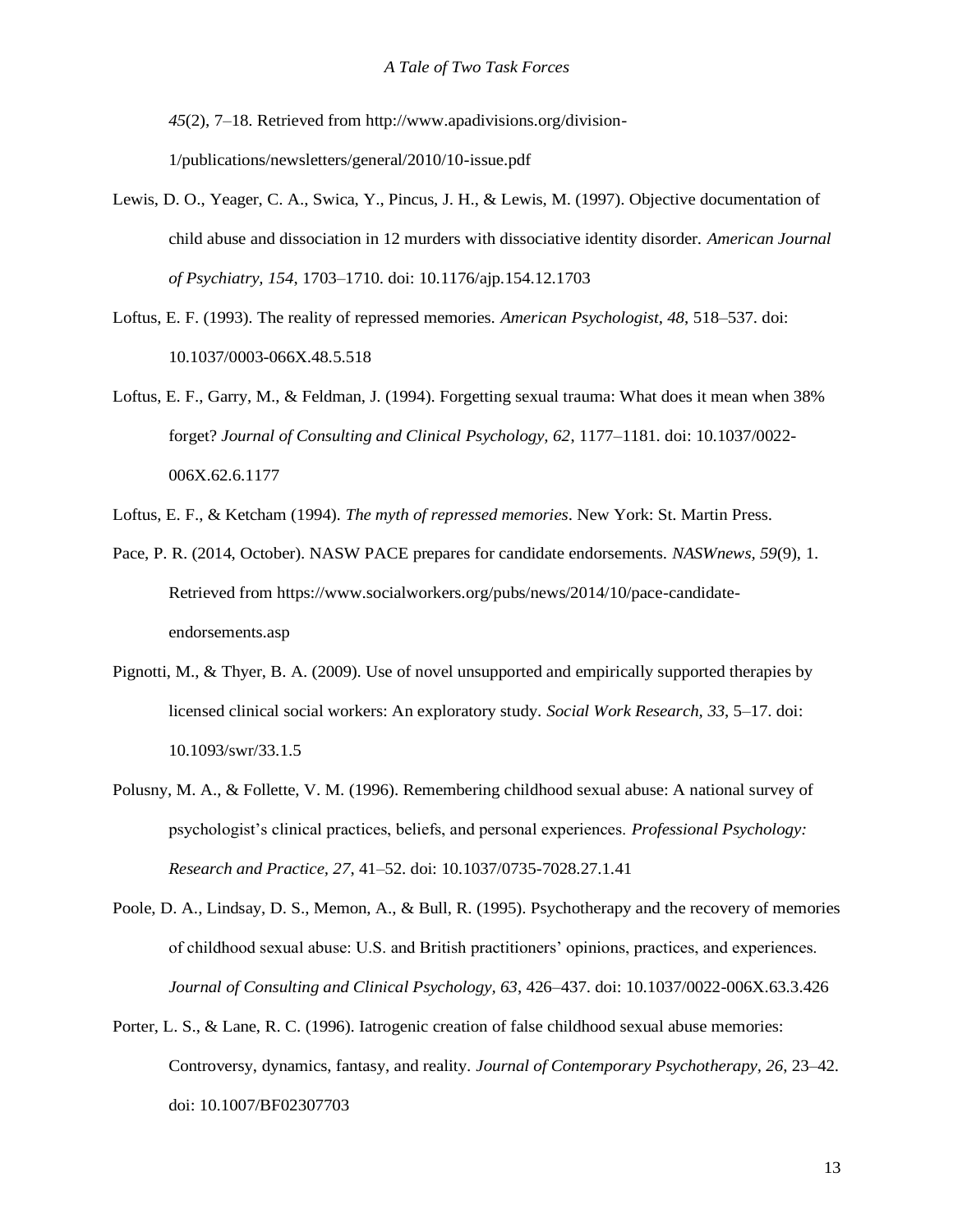*45*(2), 7–18. Retrieved from http://www.apadivisions.org/division-1/publications/newsletters/general/2010/10-issue.pdf

Lewis, D. O., Yeager, C. A., Swica, Y., Pincus, J. H., & Lewis, M. (1997). Objective documentation of child abuse and dissociation in 12 murders with dissociative identity disorder. *American Journal of Psychiatry, 154*, 1703–1710. doi: 10.1176/ajp.154.12.1703

Loftus, E. F. (1993). The reality of repressed memories. *American Psychologist, 48*, 518–537. doi: 10.1037/0003-066X.48.5.518

Loftus, E. F., Garry, M., & Feldman, J. (1994). Forgetting sexual trauma: What does it mean when 38% forget? *Journal of Consulting and Clinical Psychology, 62*, 1177–1181. doi: 10.1037/0022-006X.62.6.1177

Loftus, E. F., & Ketcham (1994). *The myth of repressed memories*. New York: St. Martin Press.

Pace, P. R. (2014, October). NASW PACE prepares for candidate endorsements. *NASWnews, 59*(9), 1. Retrieved from https://www.socialworkers.org/pubs/news/2014/10/pace-candidate-endorsements.asp

Pignotti, M., & Thyer, B. A. (2009). Use of novel unsupported and empirically supported therapies by licensed clinical social workers: An exploratory study. *Social Work Research, 33*, 5–17. doi: 10.1093/swr/33.1.5

Polusny, M. A., & Follette, V. M. (1996). Remembering childhood sexual abuse: A national survey of psychologist's clinical practices, beliefs, and personal experiences. *Professional Psychology: Research and Practice, 27,* 41–52. doi: 10.1037/0735-7028.27.1.41

Poole, D. A., Lindsay, D. S., Memon, A., & Bull, R. (1995). Psychotherapy and the recovery of memories of childhood sexual abuse: U.S. and British practitioners' opinions, practices, and experiences. *Journal of Consulting and Clinical Psychology, 63*, 426–437. doi: 10.1037/0022-006X.63.3.426

Porter, L. S., & Lane, R. C. (1996). Iatrogenic creation of false childhood sexual abuse memories: Controversy, dynamics, fantasy, and reality. *Journal of Contemporary Psychotherapy, 26*, 23–42. doi: 10.1007/BF02307703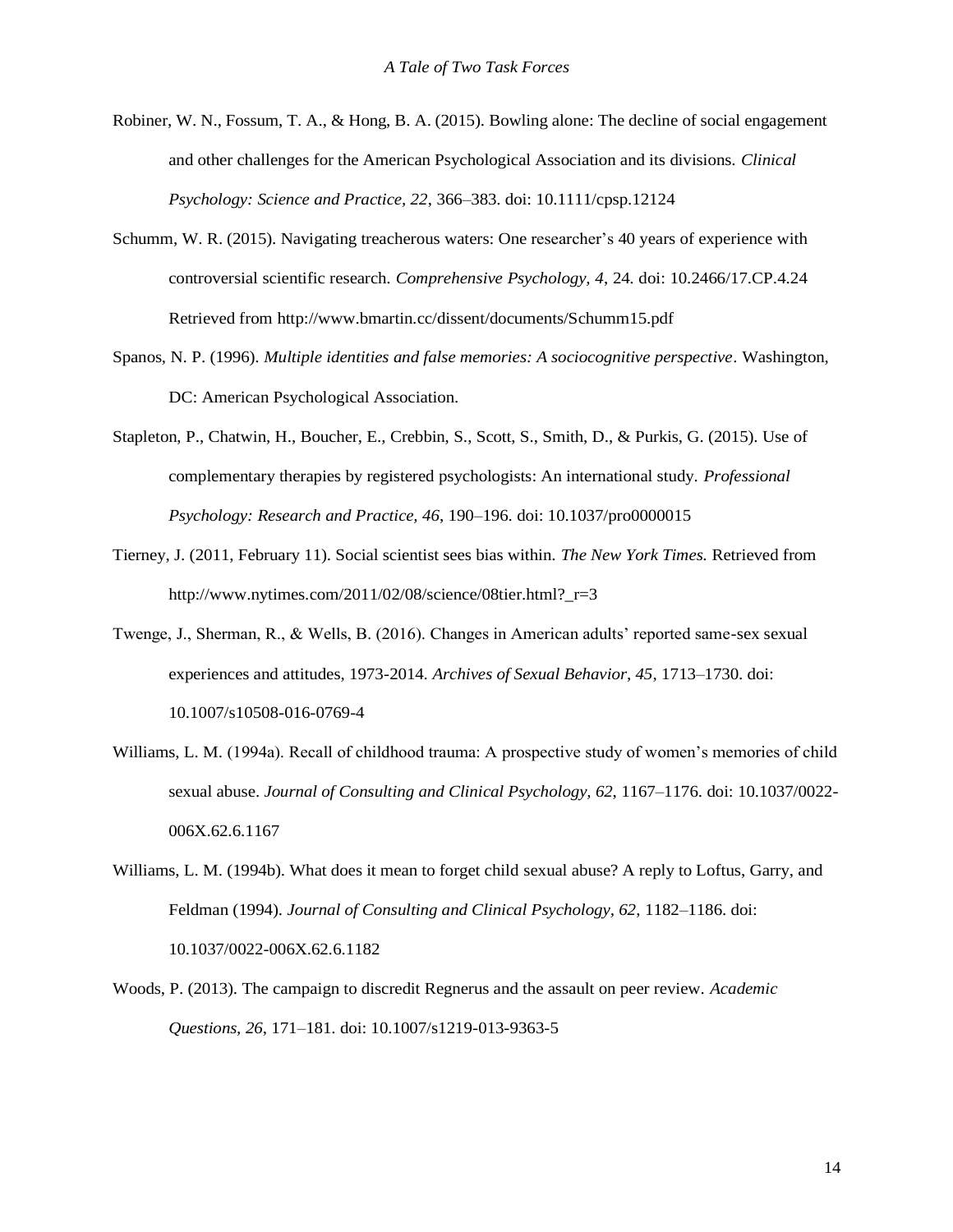Robiner, W. N., Fossum, T. A., & Hong, B. A. (2015). Bowling alone: The decline of social engagement and other challenges for the American Psychological Association and its divisions. *Clinical Psychology: Science and Practice, 22*, 366–383. doi: 10.1111/cpsp.12124

Schumm, W. R. (2015). Navigating treacherous waters: One researcher's 40 years of experience with controversial scientific research. *Comprehensive Psychology, 4*, 24. doi: 10.2466/17.CP.4.24 Retrieved from http://www.bmartin.cc/dissent/documents/Schumm15.pdf

Spanos, N. P. (1996). *Multiple identities and false memories: A sociocognitive perspective*. Washington, DC: American Psychological Association.

Stapleton, P., Chatwin, H., Boucher, E., Crebbin, S., Scott, S., Smith, D., & Purkis, G. (2015). Use of complementary therapies by registered psychologists: An international study. *Professional Psychology: Research and Practice, 46*, 190–196. doi: 10.1037/pro0000015

Tierney, J. (2011, February 11). Social scientist sees bias within. *The New York Times.* Retrieved from http://www.nytimes.com/2011/02/08/science/08tier.html?_r=3

Twenge, J., Sherman, R., & Wells, B. (2016). Changes in American adults' reported same-sex sexual experiences and attitudes, 1973-2014. *Archives of Sexual Behavior, 45*, 1713–1730. doi: 10.1007/s10508-016-0769-4

Williams, L. M. (1994a). Recall of childhood trauma: A prospective study of women's memories of child sexual abuse. *Journal of Consulting and Clinical Psychology, 62*, 1167–1176. doi: 10.1037/0022-006X.62.6.1167

Williams, L. M. (1994b). What does it mean to forget child sexual abuse? A reply to Loftus, Garry, and Feldman (1994). *Journal of Consulting and Clinical Psychology, 62*, 1182–1186. doi: 10.1037/0022-006X.62.6.1182

Woods, P. (2013). The campaign to discredit Regnerus and the assault on peer review. *Academic Questions, 26*, 171–181. doi: 10.1007/s1219-013-9363-5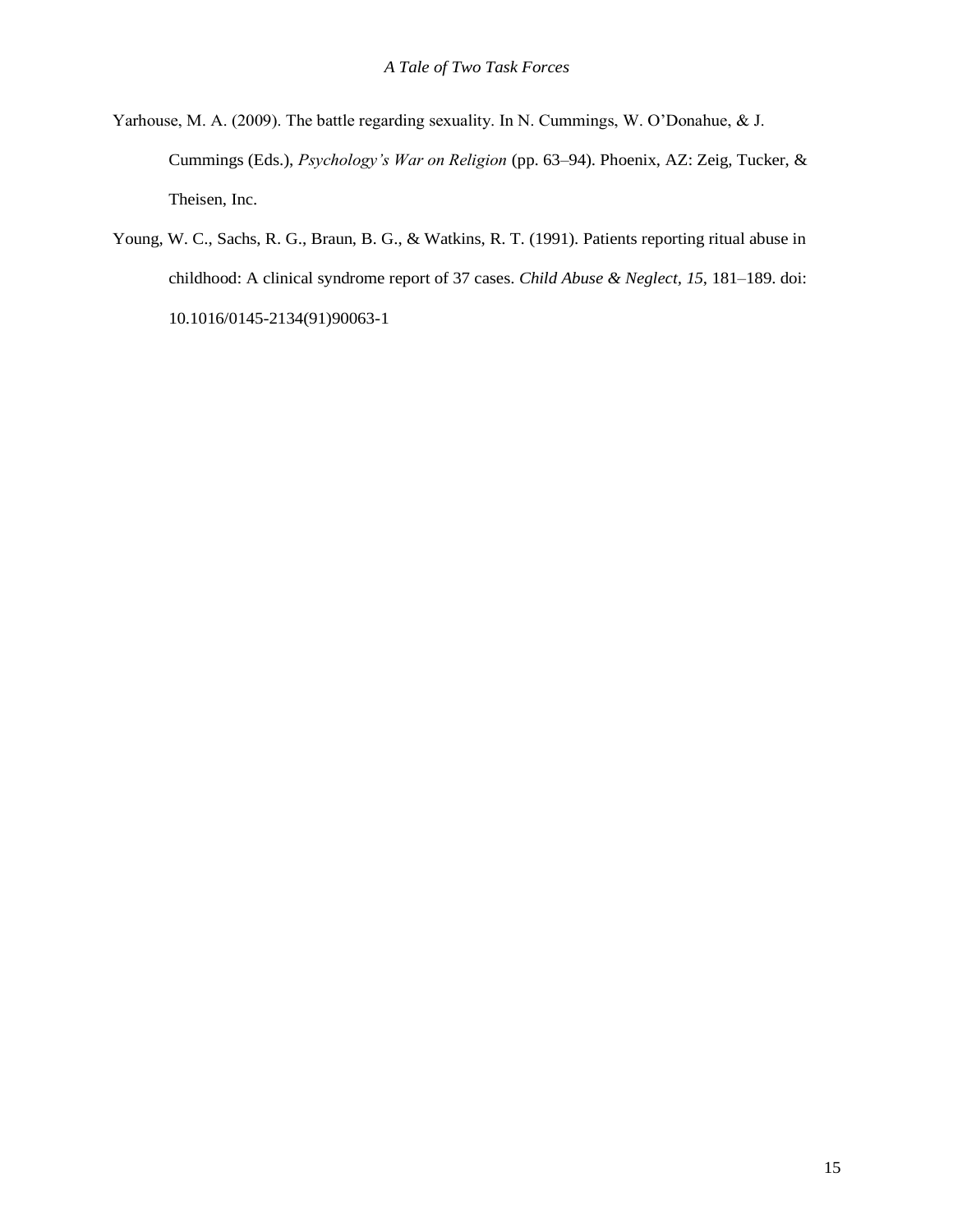Yarhouse, M. A. (2009). The battle regarding sexuality. In N. Cummings, W. O'Donahue, & J. Cummings (Eds.), *Psychology's War on Religion* (pp. 63–94). Phoenix, AZ: Zeig, Tucker, & Theisen, Inc.

Young, W. C., Sachs, R. G., Braun, B. G., & Watkins, R. T. (1991). Patients reporting ritual abuse in childhood: A clinical syndrome report of 37 cases. *Child Abuse & Neglect, 15*, 181–189. doi: 10.1016/0145-2134(91)90063-1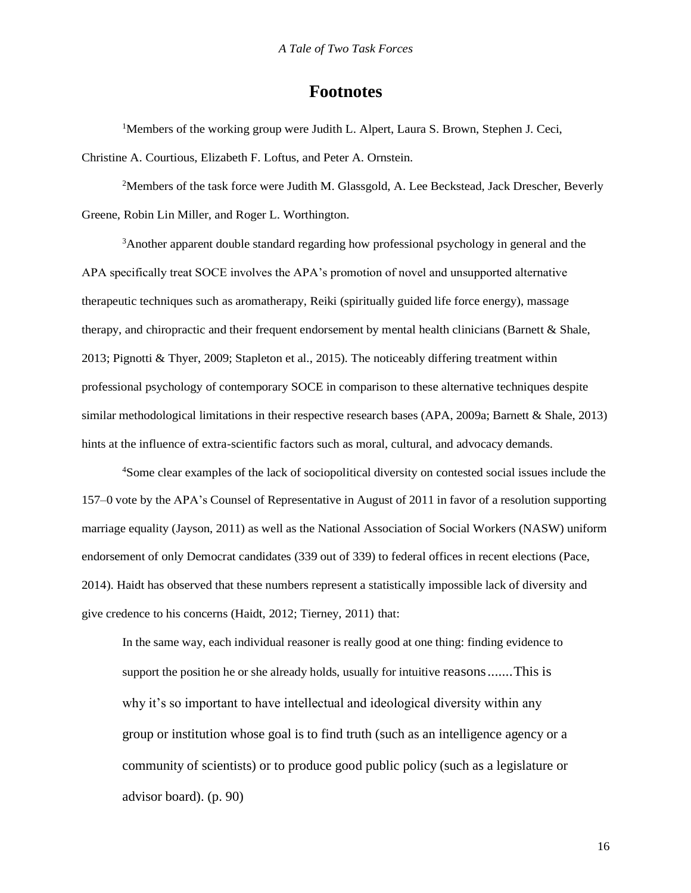# Footnotes

[1]Members of the working group were Judith L. Alpert, Laura S. Brown, Stephen J. Ceci, Christine A. Courtious, Elizabeth F. Loftus, and Peter A. Ornstein.

[2]Members of the task force were Judith M. Glassgold, A. Lee Beckstead, Jack Drescher, Beverly Greene, Robin Lin Miller, and Roger L. Worthington.

[3]Another apparent double standard regarding how professional psychology in general and the APA specifically treat SOCE involves the APA's promotion of novel and unsupported alternative therapeutic techniques such as aromatherapy, Reiki (spiritually guided life force energy), massage therapy, and chiropractic and their frequent endorsement by mental health clinicians (Barnett & Shale, 2013; Pignotti & Thyer, 2009; Stapleton et al., 2015). The noticeably differing treatment within professional psychology of contemporary SOCE in comparison to these alternative techniques despite similar methodological limitations in their respective research bases (APA, 2009a; Barnett & Shale, 2013) hints at the influence of extra-scientific factors such as moral, cultural, and advocacy demands.

[4]Some clear examples of the lack of sociopolitical diversity on contested social issues include the 157–0 vote by the APA's Counsel of Representative in August of 2011 in favor of a resolution supporting marriage equality (Jayson, 2011) as well as the National Association of Social Workers (NASW) uniform endorsement of only Democrat candidates (339 out of 339) to federal offices in recent elections (Pace, 2014). Haidt has observed that these numbers represent a statistically impossible lack of diversity and give credence to his concerns (Haidt, 2012; Tierney, 2011) that:

> In the same way, each individual reasoner is really good at one thing: finding evidence to support the position he or she already holds, usually for intuitive reasons.......This is why it's so important to have intellectual and ideological diversity within any group or institution whose goal is to find truth (such as an intelligence agency or a community of scientists) or to produce good public policy (such as a legislature or advisor board). (p. 90)